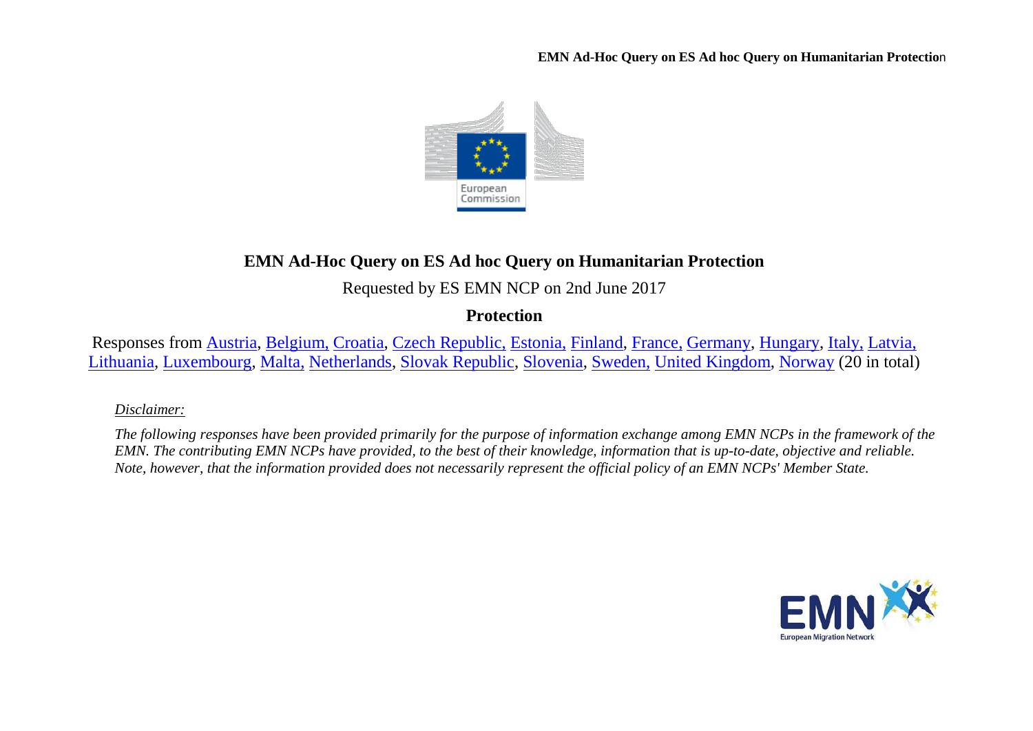# EMN Ad-Hoc Query on ES Ad hoc Query on Humanitarian Protection

Requested by ES EMN NCP on 2nd June 2017

## Protection

Responses from Austria, Belgium, Croatia, Czech Republic, Estonia, Finland, France, Germany, Hungary, Italy, Latvia, Lithuania, Luxembourg, Malta, Netherlands, Slovak Republic, Slovenia, Sweden, United Kingdom, Norway (20 in total)

*Disclaimer:*

*The following responses have been provided primarily for the purpose of information exchange among EMN NCPs in the framework of the EMN. The contributing EMN NCPs have provided, to the best of their knowledge, information that is up-to-date, objective and reliable. Note, however, that the information provided does not necessarily represent the official policy of an EMN NCPs' Member State.*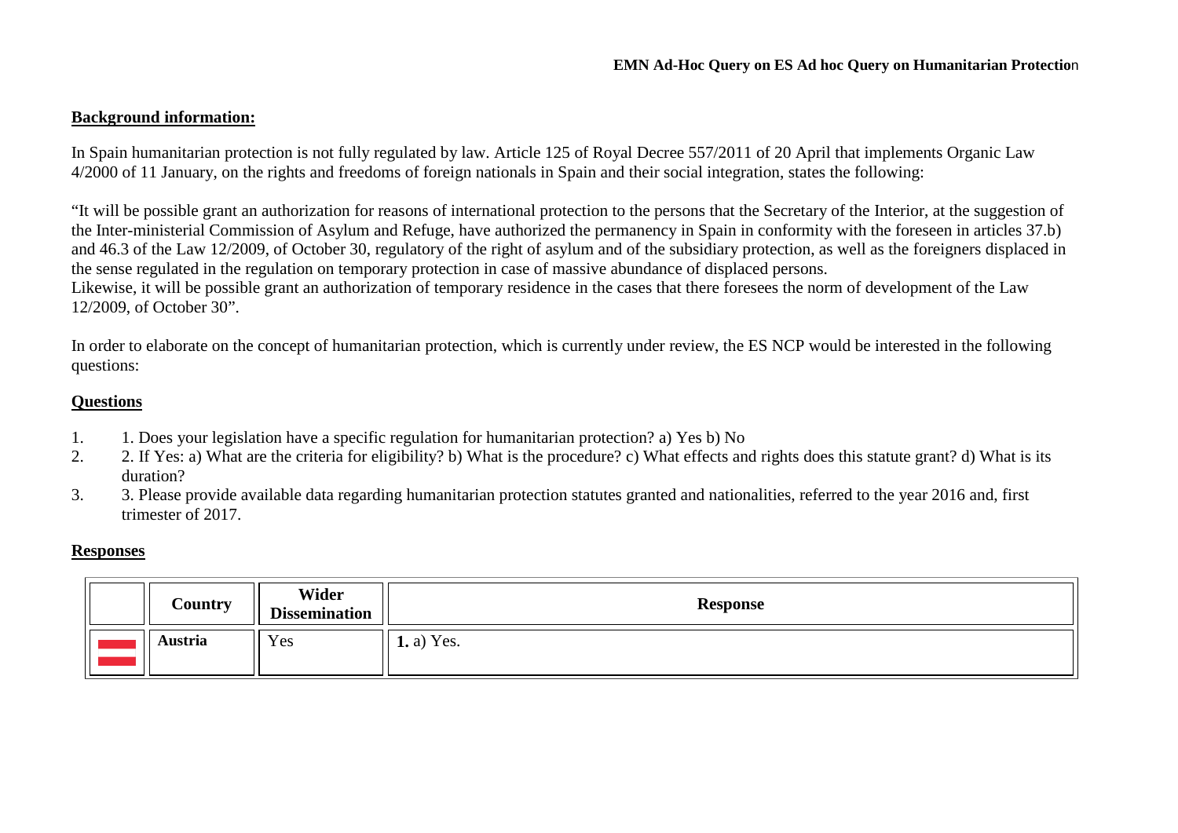## Background information:

In Spain humanitarian protection is not fully regulated by law. Article 125 of Royal Decree 557/2011 of 20 April that implements Organic Law 4/2000 of 11 January, on the rights and freedoms of foreign nationals in Spain and their social integration, states the following:

"It will be possible grant an authorization for reasons of international protection to the persons that the Secretary of the Interior, at the suggestion of the Inter-ministerial Commission of Asylum and Refuge, have authorized the permanency in Spain in conformity with the foreseen in articles 37.b) and 46.3 of the Law 12/2009, of October 30, regulatory of the right of asylum and of the subsidiary protection, as well as the foreigners displaced in the sense regulated in the regulation on temporary protection in case of massive abundance of displaced persons.
Likewise, it will be possible grant an authorization of temporary residence in the cases that there foresees the norm of development of the Law 12/2009, of October 30".

In order to elaborate on the concept of humanitarian protection, which is currently under review, the ES NCP would be interested in the following questions:

## Questions

1. 1. Does your legislation have a specific regulation for humanitarian protection? a) Yes b) No
2. 2. If Yes: a) What are the criteria for eligibility? b) What is the procedure? c) What effects and rights does this statute grant? d) What is its duration?
3. 3. Please provide available data regarding humanitarian protection statutes granted and nationalities, referred to the year 2016 and, first trimester of 2017.

## Responses

| | Country | Wider Dissemination | Response |
|---|---|---|---|
| | **Austria** | Yes | **1.** a) Yes. |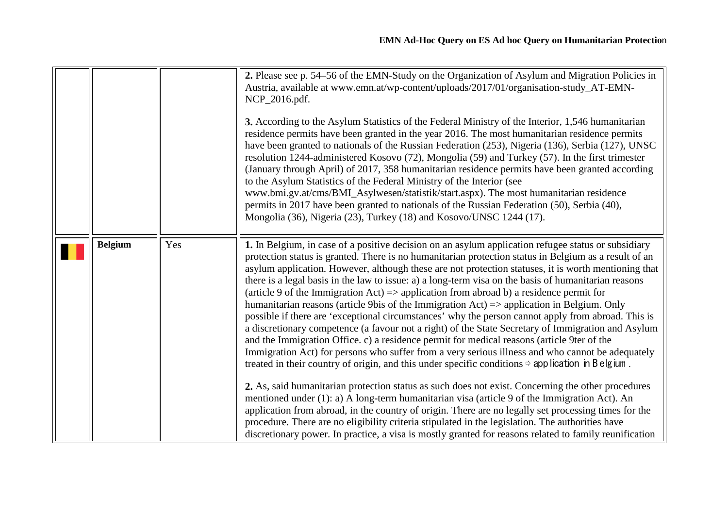| | | | |
|---|---|---|---|
| | | | **2.** Please see p. 54–56 of the EMN-Study on the Organization of Asylum and Migration Policies in Austria, available at www.emn.at/wp-content/uploads/2017/01/organisation-study_AT-EMN-NCP_2016.pdf.<br><br>**3.** According to the Asylum Statistics of the Federal Ministry of the Interior, 1,546 humanitarian residence permits have been granted in the year 2016. The most humanitarian residence permits have been granted to nationals of the Russian Federation (253), Nigeria (136), Serbia (127), UNSC resolution 1244-administered Kosovo (72), Mongolia (59) and Turkey (57). In the first trimester (January through April) of 2017, 358 humanitarian residence permits have been granted according to the Asylum Statistics of the Federal Ministry of the Interior (see www.bmi.gv.at/cms/BMI_Asylwesen/statistik/start.aspx). The most humanitarian residence permits in 2017 have been granted to nationals of the Russian Federation (50), Serbia (40), Mongolia (36), Nigeria (23), Turkey (18) and Kosovo/UNSC 1244 (17). |
| | **Belgium** | Yes | **1.** In Belgium, in case of a positive decision on an asylum application refugee status or subsidiary protection status is granted. There is no humanitarian protection status in Belgium as a result of an asylum application. However, although these are not protection statuses, it is worth mentioning that there is a legal basis in the law to issue: a) a long-term visa on the basis of humanitarian reasons (article 9 of the Immigration Act) => application from abroad b) a residence permit for humanitarian reasons (article 9bis of the Immigration Act) => application in Belgium. Only possible if there are 'exceptional circumstances' why the person cannot apply from abroad. This is a discretionary competence (a favour not a right) of the State Secretary of Immigration and Asylum and the Immigration Office. c) a residence permit for medical reasons (article 9ter of the Immigration Act) for persons who suffer from a very serious illness and who cannot be adequately treated in their country of origin, and this under specific conditions ⇨ application in Belgium.<br><br>**2.** As, said humanitarian protection status as such does not exist. Concerning the other procedures mentioned under (1): a) A long-term humanitarian visa (article 9 of the Immigration Act). An application from abroad, in the country of origin. There are no legally set processing times for the procedure. There are no eligibility criteria stipulated in the legislation. The authorities have discretionary power. In practice, a visa is mostly granted for reasons related to family reunification |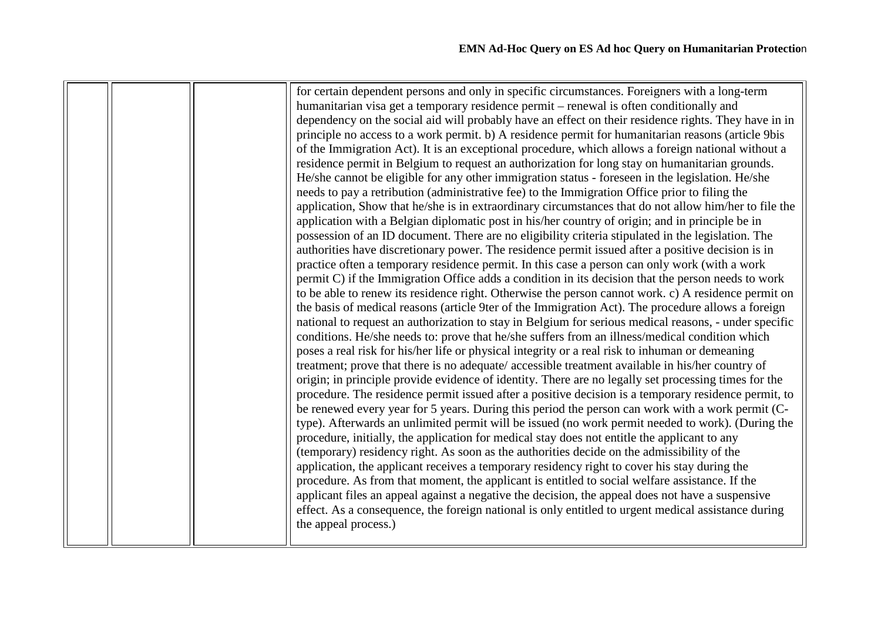|  |  |  | for certain dependent persons and only in specific circumstances. Foreigners with a long-term humanitarian visa get a temporary residence permit – renewal is often conditionally and dependency on the social aid will probably have an effect on their residence rights. They have in in principle no access to a work permit. b) A residence permit for humanitarian reasons (article 9bis of the Immigration Act). It is an exceptional procedure, which allows a foreign national without a residence permit in Belgium to request an authorization for long stay on humanitarian grounds. He/she cannot be eligible for any other immigration status - foreseen in the legislation. He/she needs to pay a retribution (administrative fee) to the Immigration Office prior to filing the application, Show that he/she is in extraordinary circumstances that do not allow him/her to file the application with a Belgian diplomatic post in his/her country of origin; and in principle be in possession of an ID document. There are no eligibility criteria stipulated in the legislation. The authorities have discretionary power. The residence permit issued after a positive decision is in practice often a temporary residence permit. In this case a person can only work (with a work permit C) if the Immigration Office adds a condition in its decision that the person needs to work to be able to renew its residence right. Otherwise the person cannot work. c) A residence permit on the basis of medical reasons (article 9ter of the Immigration Act). The procedure allows a foreign national to request an authorization to stay in Belgium for serious medical reasons, - under specific conditions. He/she needs to: prove that he/she suffers from an illness/medical condition which poses a real risk for his/her life or physical integrity or a real risk to inhuman or demeaning treatment; prove that there is no adequate/ accessible treatment available in his/her country of origin; in principle provide evidence of identity. There are no legally set processing times for the procedure. The residence permit issued after a positive decision is a temporary residence permit, to be renewed every year for 5 years. During this period the person can work with a work permit (C-type). Afterwards an unlimited permit will be issued (no work permit needed to work). (During the procedure, initially, the application for medical stay does not entitle the applicant to any (temporary) residency right. As soon as the authorities decide on the admissibility of the application, the applicant receives a temporary residency right to cover his stay during the procedure. As from that moment, the applicant is entitled to social welfare assistance. If the applicant files an appeal against a negative the decision, the appeal does not have a suspensive effect. As a consequence, the foreign national is only entitled to urgent medical assistance during the appeal process.) |
|---|---|---|---|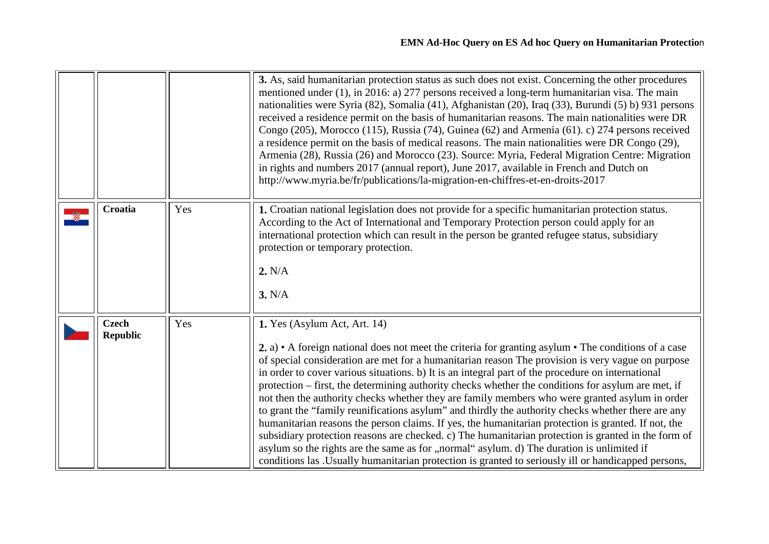| | | | |
|---|---|---|---|
| | | | **3.** As, said humanitarian protection status as such does not exist. Concerning the other procedures mentioned under (1), in 2016: a) 277 persons received a long-term humanitarian visa. The main nationalities were Syria (82), Somalia (41), Afghanistan (20), Iraq (33), Burundi (5) b) 931 persons received a residence permit on the basis of humanitarian reasons. The main nationalities were DR Congo (205), Morocco (115), Russia (74), Guinea (62) and Armenia (61). c) 274 persons received a residence permit on the basis of medical reasons. The main nationalities were DR Congo (29), Armenia (28), Russia (26) and Morocco (23). Source: Myria, Federal Migration Centre: Migration in rights and numbers 2017 (annual report), June 2017, available in French and Dutch on http://www.myria.be/fr/publications/la-migration-en-chiffres-et-en-droits-2017 |
| | **Croatia** | Yes | **1.** Croatian national legislation does not provide for a specific humanitarian protection status. According to the Act of International and Temporary Protection person could apply for an international protection which can result in the person be granted refugee status, subsidiary protection or temporary protection.<br><br>**2.** N/A<br><br>**3.** N/A |
| | **Czech Republic** | Yes | **1.** Yes (Asylum Act, Art. 14)<br><br>**2.** a) • A foreign national does not meet the criteria for granting asylum • The conditions of a case of special consideration are met for a humanitarian reason The provision is very vague on purpose in order to cover various situations. b) It is an integral part of the procedure on international protection – first, the determining authority checks whether the conditions for asylum are met, if not then the authority checks whether they are family members who were granted asylum in order to grant the "family reunifications asylum" and thirdly the authority checks whether there are any humanitarian reasons the person claims. If yes, the humanitarian protection is granted. If not, the subsidiary protection reasons are checked. c) The humanitarian protection is granted in the form of asylum so the rights are the same as for „normal" asylum. d) The duration is unlimited if conditions las .Usually humanitarian protection is granted to seriously ill or handicapped persons, |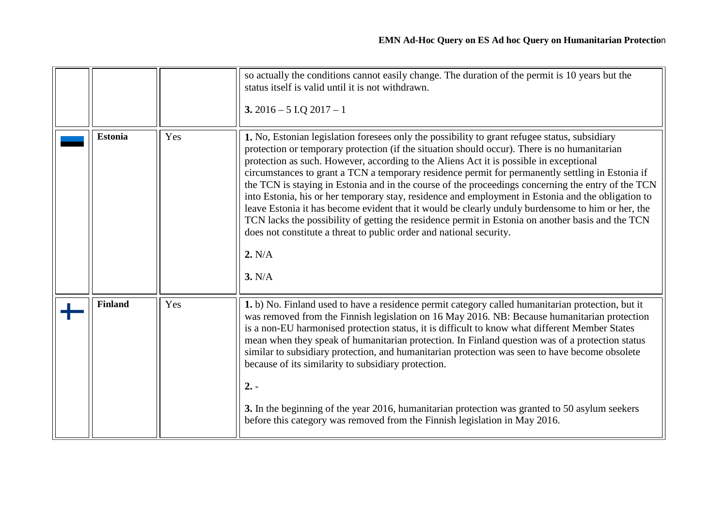| | | | |
|---|---|---|---|
| | | | so actually the conditions cannot easily change. The duration of the permit is 10 years but the status itself is valid until it is not withdrawn.<br><br>**3.** 2016 – 5 I.Q 2017 – 1 |
| | **Estonia** | Yes | **1.** No, Estonian legislation foresees only the possibility to grant refugee status, subsidiary protection or temporary protection (if the situation should occur). There is no humanitarian protection as such. However, according to the Aliens Act it is possible in exceptional circumstances to grant a TCN a temporary residence permit for permanently settling in Estonia if the TCN is staying in Estonia and in the course of the proceedings concerning the entry of the TCN into Estonia, his or her temporary stay, residence and employment in Estonia and the obligation to leave Estonia it has become evident that it would be clearly unduly burdensome to him or her, the TCN lacks the possibility of getting the residence permit in Estonia on another basis and the TCN does not constitute a threat to public order and national security.<br><br>**2.** N/A<br><br>**3.** N/A |
| | **Finland** | Yes | **1.** b) No. Finland used to have a residence permit category called humanitarian protection, but it was removed from the Finnish legislation on 16 May 2016. NB: Because humanitarian protection is a non-EU harmonised protection status, it is difficult to know what different Member States mean when they speak of humanitarian protection. In Finland question was of a protection status similar to subsidiary protection, and humanitarian protection was seen to have become obsolete because of its similarity to subsidiary protection.<br><br>**2.** -<br><br>**3.** In the beginning of the year 2016, humanitarian protection was granted to 50 asylum seekers before this category was removed from the Finnish legislation in May 2016. |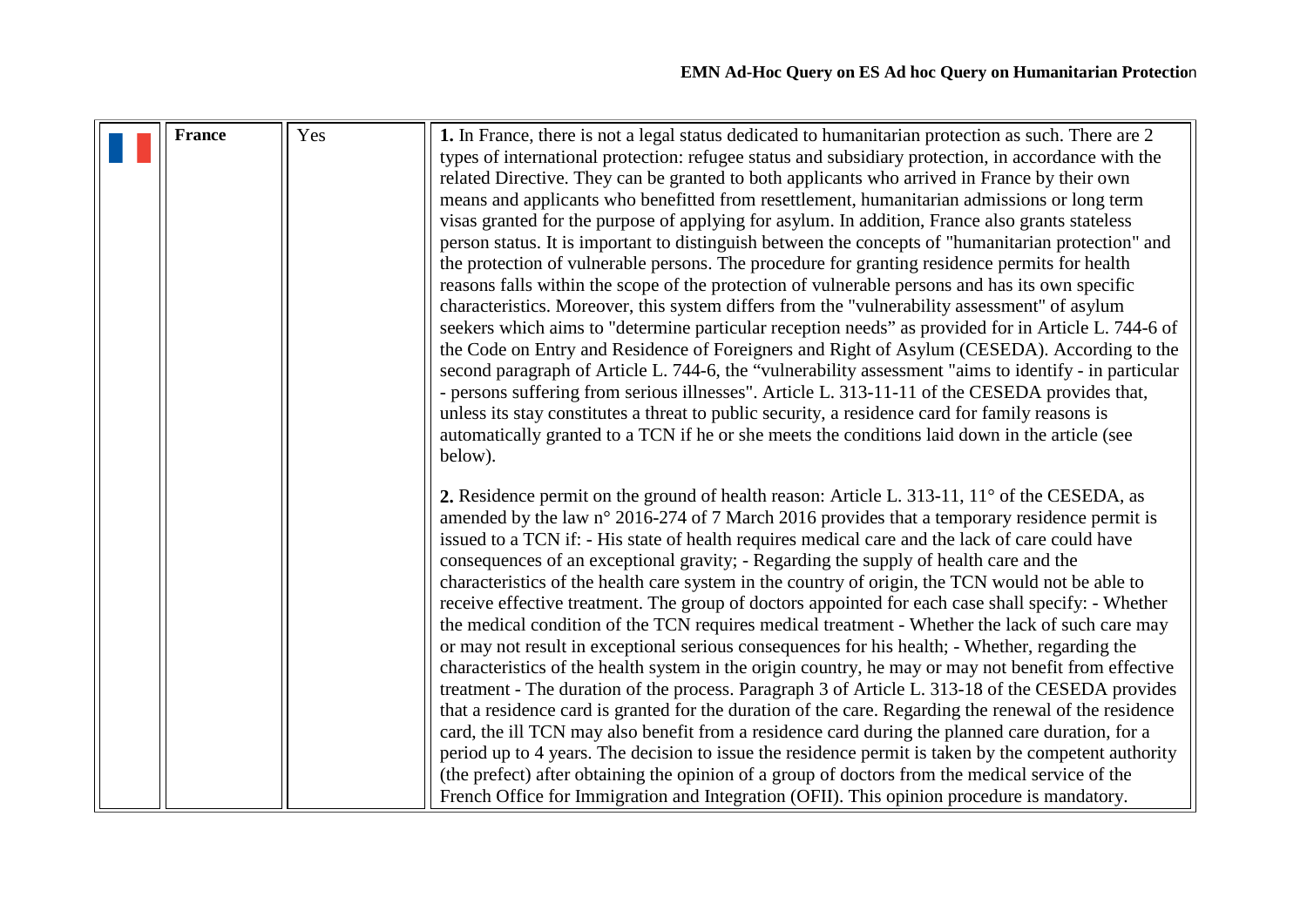| | France | Yes | **1.** In France, there is not a legal status dedicated to humanitarian protection as such. There are 2 types of international protection: refugee status and subsidiary protection, in accordance with the related Directive. They can be granted to both applicants who arrived in France by their own means and applicants who benefitted from resettlement, humanitarian admissions or long term visas granted for the purpose of applying for asylum. In addition, France also grants stateless person status. It is important to distinguish between the concepts of "humanitarian protection" and the protection of vulnerable persons. The procedure for granting residence permits for health reasons falls within the scope of the protection of vulnerable persons and has its own specific characteristics. Moreover, this system differs from the "vulnerability assessment" of asylum seekers which aims to "determine particular reception needs" as provided for in Article L. 744-6 of the Code on Entry and Residence of Foreigners and Right of Asylum (CESEDA). According to the second paragraph of Article L. 744-6, the "vulnerability assessment "aims to identify - in particular - persons suffering from serious illnesses". Article L. 313-11-11 of the CESEDA provides that, unless its stay constitutes a threat to public security, a residence card for family reasons is automatically granted to a TCN if he or she meets the conditions laid down in the article (see below).<br><br>**2.** Residence permit on the ground of health reason: Article L. 313-11, 11° of the CESEDA, as amended by the law n° 2016-274 of 7 March 2016 provides that a temporary residence permit is issued to a TCN if: - His state of health requires medical care and the lack of care could have consequences of an exceptional gravity; - Regarding the supply of health care and the characteristics of the health care system in the country of origin, the TCN would not be able to receive effective treatment. The group of doctors appointed for each case shall specify: - Whether the medical condition of the TCN requires medical treatment - Whether the lack of such care may or may not result in exceptional serious consequences for his health; - Whether, regarding the characteristics of the health system in the origin country, he may or may not benefit from effective treatment - The duration of the process. Paragraph 3 of Article L. 313-18 of the CESEDA provides that a residence card is granted for the duration of the care. Regarding the renewal of the residence card, the ill TCN may also benefit from a residence card during the planned care duration, for a period up to 4 years. The decision to issue the residence permit is taken by the competent authority (the prefect) after obtaining the opinion of a group of doctors from the medical service of the French Office for Immigration and Integration (OFII). This opinion procedure is mandatory. |
|---|---|---|---|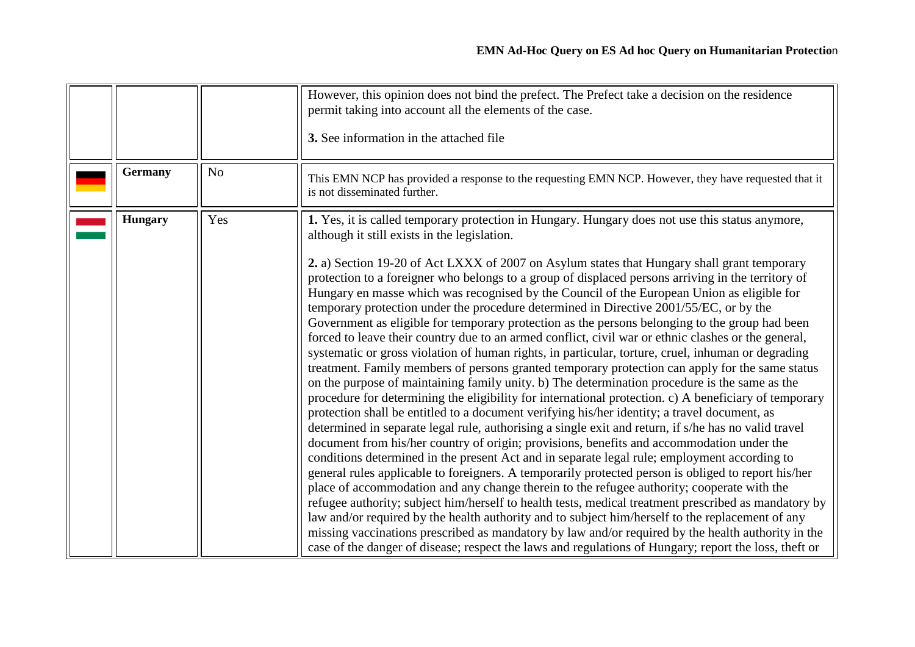| | | | |
|---|---|---|---|
| | | | However, this opinion does not bind the prefect. The Prefect take a decision on the residence permit taking into account all the elements of the case.<br><br>**3.** See information in the attached file |
| | **Germany** | No | This EMN NCP has provided a response to the requesting EMN NCP. However, they have requested that it is not disseminated further. |
| | **Hungary** | Yes | **1.** Yes, it is called temporary protection in Hungary. Hungary does not use this status anymore, although it still exists in the legislation.<br><br>**2.** a) Section 19-20 of Act LXXX of 2007 on Asylum states that Hungary shall grant temporary protection to a foreigner who belongs to a group of displaced persons arriving in the territory of Hungary en masse which was recognised by the Council of the European Union as eligible for temporary protection under the procedure determined in Directive 2001/55/EC, or by the Government as eligible for temporary protection as the persons belonging to the group had been forced to leave their country due to an armed conflict, civil war or ethnic clashes or the general, systematic or gross violation of human rights, in particular, torture, cruel, inhuman or degrading treatment. Family members of persons granted temporary protection can apply for the same status on the purpose of maintaining family unity. b) The determination procedure is the same as the procedure for determining the eligibility for international protection. c) A beneficiary of temporary protection shall be entitled to a document verifying his/her identity; a travel document, as determined in separate legal rule, authorising a single exit and return, if s/he has no valid travel document from his/her country of origin; provisions, benefits and accommodation under the conditions determined in the present Act and in separate legal rule; employment according to general rules applicable to foreigners. A temporarily protected person is obliged to report his/her place of accommodation and any change therein to the refugee authority; cooperate with the refugee authority; subject him/herself to health tests, medical treatment prescribed as mandatory by law and/or required by the health authority and to subject him/herself to the replacement of any missing vaccinations prescribed as mandatory by law and/or required by the health authority in the case of the danger of disease; respect the laws and regulations of Hungary; report the loss, theft or |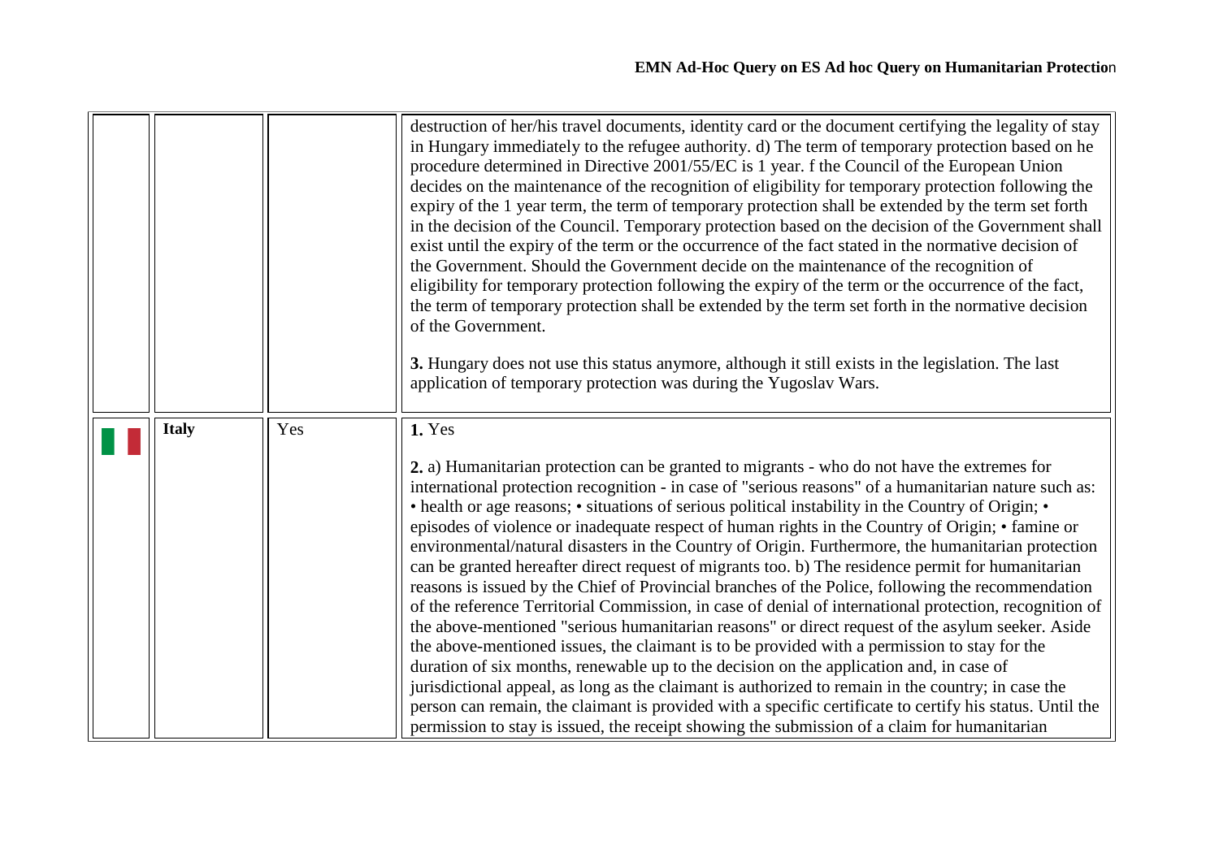| | | | |
|---|---|---|---|
| | | | destruction of her/his travel documents, identity card or the document certifying the legality of stay in Hungary immediately to the refugee authority. d) The term of temporary protection based on he procedure determined in Directive 2001/55/EC is 1 year. f the Council of the European Union decides on the maintenance of the recognition of eligibility for temporary protection following the expiry of the 1 year term, the term of temporary protection shall be extended by the term set forth in the decision of the Council. Temporary protection based on the decision of the Government shall exist until the expiry of the term or the occurrence of the fact stated in the normative decision of the Government. Should the Government decide on the maintenance of the recognition of eligibility for temporary protection following the expiry of the term or the occurrence of the fact, the term of temporary protection shall be extended by the term set forth in the normative decision of the Government.<br><br>**3.** Hungary does not use this status anymore, although it still exists in the legislation. The last application of temporary protection was during the Yugoslav Wars. |
| | **Italy** | Yes | **1.** Yes<br><br>**2.** a) Humanitarian protection can be granted to migrants - who do not have the extremes for international protection recognition - in case of "serious reasons" of a humanitarian nature such as: • health or age reasons; • situations of serious political instability in the Country of Origin; • episodes of violence or inadequate respect of human rights in the Country of Origin; • famine or environmental/natural disasters in the Country of Origin. Furthermore, the humanitarian protection can be granted hereafter direct request of migrants too. b) The residence permit for humanitarian reasons is issued by the Chief of Provincial branches of the Police, following the recommendation of the reference Territorial Commission, in case of denial of international protection, recognition of the above-mentioned "serious humanitarian reasons" or direct request of the asylum seeker. Aside the above-mentioned issues, the claimant is to be provided with a permission to stay for the duration of six months, renewable up to the decision on the application and, in case of jurisdictional appeal, as long as the claimant is authorized to remain in the country; in case the person can remain, the claimant is provided with a specific certificate to certify his status. Until the permission to stay is issued, the receipt showing the submission of a claim for humanitarian |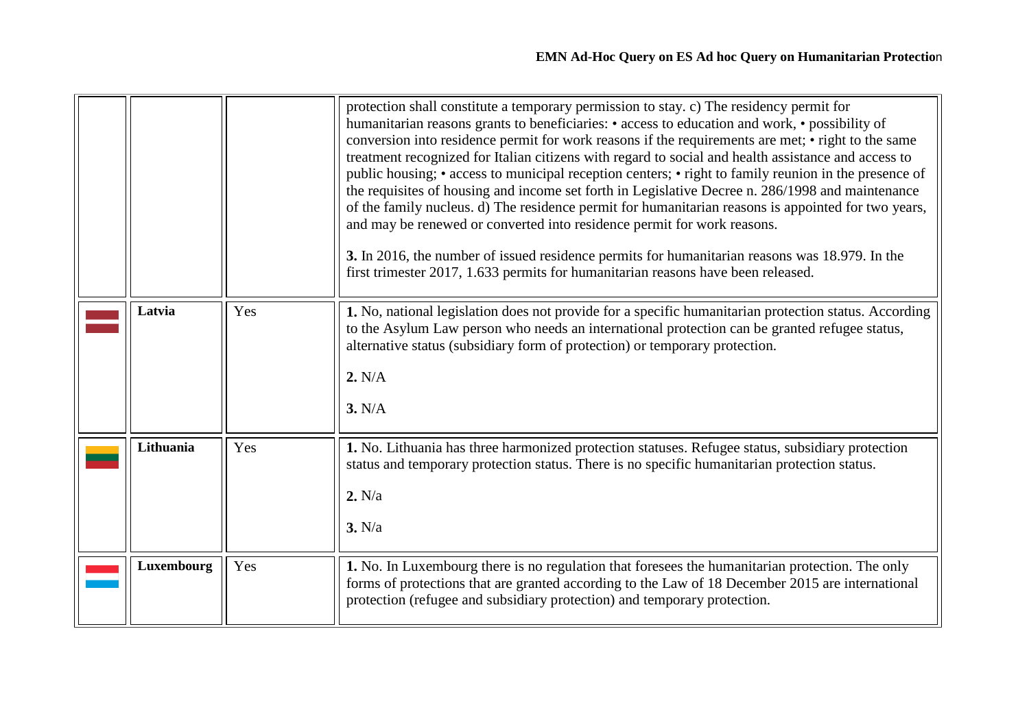| | | | |
|---|---|---|---|
| | | | protection shall constitute a temporary permission to stay. c) The residency permit for humanitarian reasons grants to beneficiaries: • access to education and work, • possibility of conversion into residence permit for work reasons if the requirements are met; • right to the same treatment recognized for Italian citizens with regard to social and health assistance and access to public housing; • access to municipal reception centers; • right to family reunion in the presence of the requisites of housing and income set forth in Legislative Decree n. 286/1998 and maintenance of the family nucleus. d) The residence permit for humanitarian reasons is appointed for two years, and may be renewed or converted into residence permit for work reasons.<br><br>**3.** In 2016, the number of issued residence permits for humanitarian reasons was 18.979. In the first trimester 2017, 1.633 permits for humanitarian reasons have been released. |
| | **Latvia** | Yes | **1.** No, national legislation does not provide for a specific humanitarian protection status. According to the Asylum Law person who needs an international protection can be granted refugee status, alternative status (subsidiary form of protection) or temporary protection.<br><br>**2.** N/A<br><br>**3.** N/A |
| | **Lithuania** | Yes | **1.** No. Lithuania has three harmonized protection statuses. Refugee status, subsidiary protection status and temporary protection status. There is no specific humanitarian protection status.<br><br>**2.** N/a<br><br>**3.** N/a |
| | **Luxembourg** | Yes | **1.** No. In Luxembourg there is no regulation that foresees the humanitarian protection. The only forms of protections that are granted according to the Law of 18 December 2015 are international protection (refugee and subsidiary protection) and temporary protection. |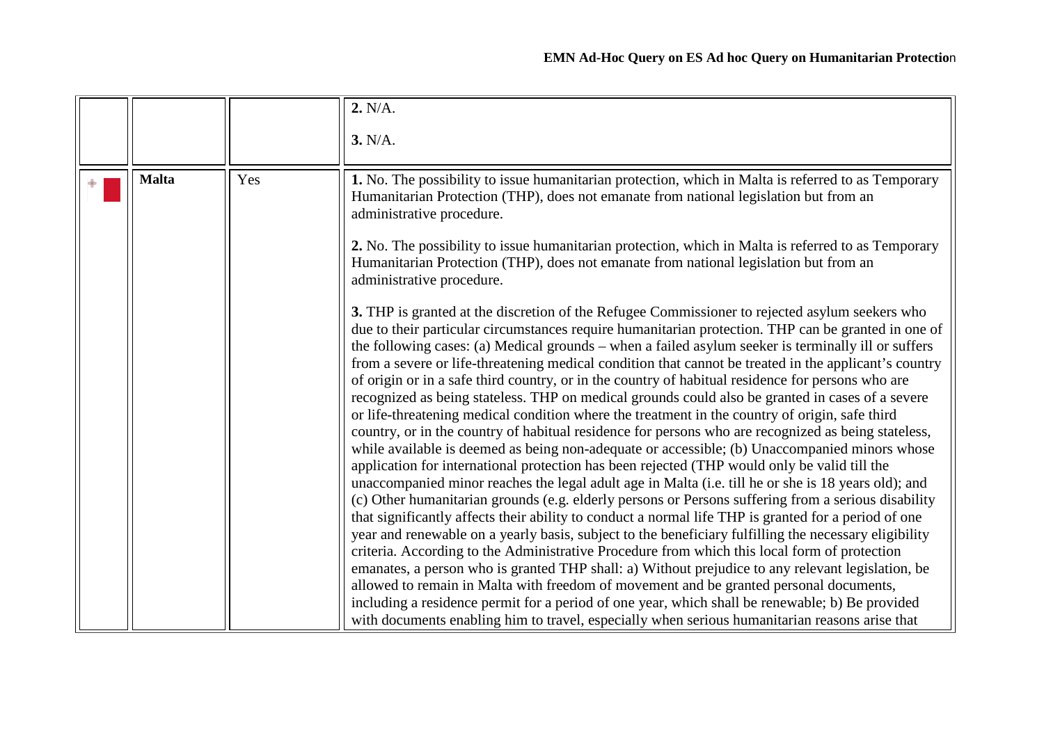| | | | |
|---|---|---|---|
| | | | **2.** N/A.<br><br>**3.** N/A. |
| | **Malta** | Yes | **1.** No. The possibility to issue humanitarian protection, which in Malta is referred to as Temporary Humanitarian Protection (THP), does not emanate from national legislation but from an administrative procedure.<br><br>**2.** No. The possibility to issue humanitarian protection, which in Malta is referred to as Temporary Humanitarian Protection (THP), does not emanate from national legislation but from an administrative procedure.<br><br>**3.** THP is granted at the discretion of the Refugee Commissioner to rejected asylum seekers who due to their particular circumstances require humanitarian protection. THP can be granted in one of the following cases: (a) Medical grounds – when a failed asylum seeker is terminally ill or suffers from a severe or life-threatening medical condition that cannot be treated in the applicant's country of origin or in a safe third country, or in the country of habitual residence for persons who are recognized as being stateless. THP on medical grounds could also be granted in cases of a severe or life-threatening medical condition where the treatment in the country of origin, safe third country, or in the country of habitual residence for persons who are recognized as being stateless, while available is deemed as being non-adequate or accessible; (b) Unaccompanied minors whose application for international protection has been rejected (THP would only be valid till the unaccompanied minor reaches the legal adult age in Malta (i.e. till he or she is 18 years old); and (c) Other humanitarian grounds (e.g. elderly persons or Persons suffering from a serious disability that significantly affects their ability to conduct a normal life THP is granted for a period of one year and renewable on a yearly basis, subject to the beneficiary fulfilling the necessary eligibility criteria. According to the Administrative Procedure from which this local form of protection emanates, a person who is granted THP shall: a) Without prejudice to any relevant legislation, be allowed to remain in Malta with freedom of movement and be granted personal documents, including a residence permit for a period of one year, which shall be renewable; b) Be provided with documents enabling him to travel, especially when serious humanitarian reasons arise that |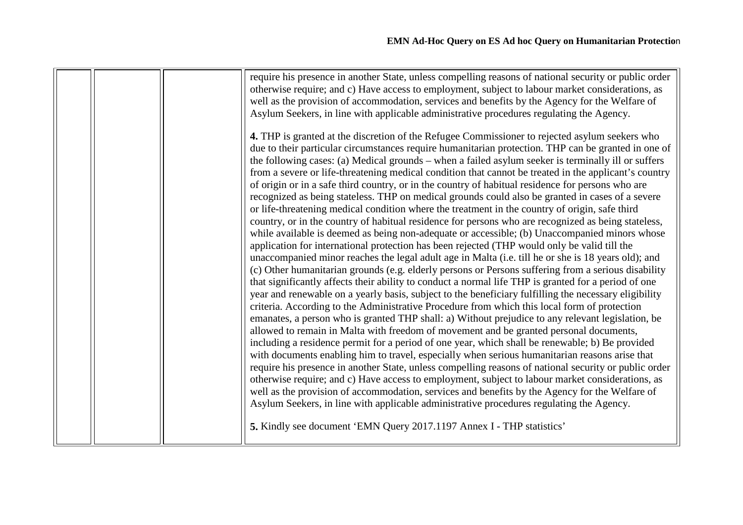| | | | |
|---|---|---|---|
| | | | require his presence in another State, unless compelling reasons of national security or public order otherwise require; and c) Have access to employment, subject to labour market considerations, as well as the provision of accommodation, services and benefits by the Agency for the Welfare of Asylum Seekers, in line with applicable administrative procedures regulating the Agency.<br><br>**4.** THP is granted at the discretion of the Refugee Commissioner to rejected asylum seekers who due to their particular circumstances require humanitarian protection. THP can be granted in one of the following cases: (a) Medical grounds – when a failed asylum seeker is terminally ill or suffers from a severe or life-threatening medical condition that cannot be treated in the applicant's country of origin or in a safe third country, or in the country of habitual residence for persons who are recognized as being stateless. THP on medical grounds could also be granted in cases of a severe or life-threatening medical condition where the treatment in the country of origin, safe third country, or in the country of habitual residence for persons who are recognized as being stateless, while available is deemed as being non-adequate or accessible; (b) Unaccompanied minors whose application for international protection has been rejected (THP would only be valid till the unaccompanied minor reaches the legal adult age in Malta (i.e. till he or she is 18 years old); and (c) Other humanitarian grounds (e.g. elderly persons or Persons suffering from a serious disability that significantly affects their ability to conduct a normal life THP is granted for a period of one year and renewable on a yearly basis, subject to the beneficiary fulfilling the necessary eligibility criteria. According to the Administrative Procedure from which this local form of protection emanates, a person who is granted THP shall: a) Without prejudice to any relevant legislation, be allowed to remain in Malta with freedom of movement and be granted personal documents, including a residence permit for a period of one year, which shall be renewable; b) Be provided with documents enabling him to travel, especially when serious humanitarian reasons arise that require his presence in another State, unless compelling reasons of national security or public order otherwise require; and c) Have access to employment, subject to labour market considerations, as well as the provision of accommodation, services and benefits by the Agency for the Welfare of Asylum Seekers, in line with applicable administrative procedures regulating the Agency.<br><br>**5.** Kindly see document 'EMN Query 2017.1197 Annex I - THP statistics' |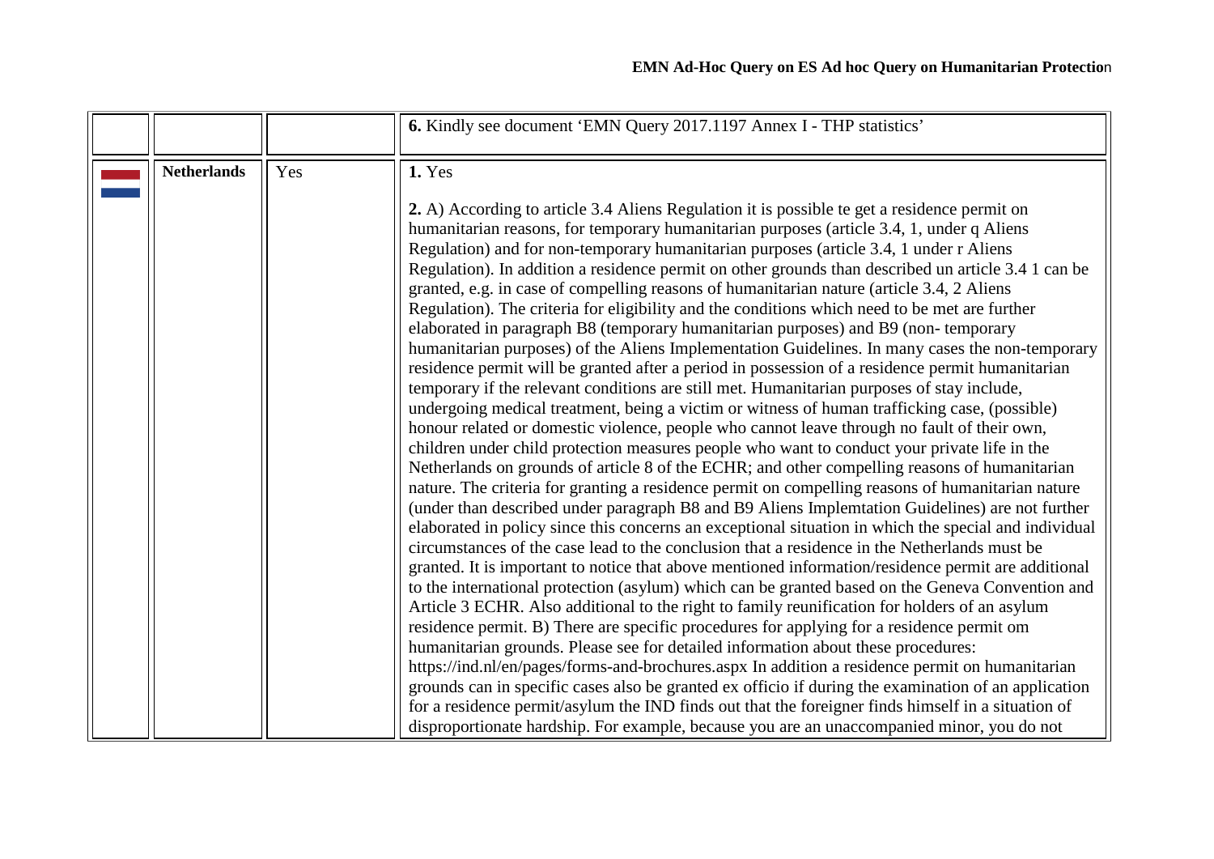| | | | |
|---|---|---|---|
| | | | **6.** Kindly see document 'EMN Query 2017.1197 Annex I - THP statistics' |
| | **Netherlands** | Yes | **1.** Yes<br><br>**2.** A) According to article 3.4 Aliens Regulation it is possible te get a residence permit on humanitarian reasons, for temporary humanitarian purposes (article 3.4, 1, under q Aliens Regulation) and for non-temporary humanitarian purposes (article 3.4, 1 under r Aliens Regulation). In addition a residence permit on other grounds than described un article 3.4 1 can be granted, e.g. in case of compelling reasons of humanitarian nature (article 3.4, 2 Aliens Regulation). The criteria for eligibility and the conditions which need to be met are further elaborated in paragraph B8 (temporary humanitarian purposes) and B9 (non- temporary humanitarian purposes) of the Aliens Implementation Guidelines. In many cases the non-temporary residence permit will be granted after a period in possession of a residence permit humanitarian temporary if the relevant conditions are still met. Humanitarian purposes of stay include, undergoing medical treatment, being a victim or witness of human trafficking case, (possible) honour related or domestic violence, people who cannot leave through no fault of their own, children under child protection measures people who want to conduct your private life in the Netherlands on grounds of article 8 of the ECHR; and other compelling reasons of humanitarian nature. The criteria for granting a residence permit on compelling reasons of humanitarian nature (under than described under paragraph B8 and B9 Aliens Implemtation Guidelines) are not further elaborated in policy since this concerns an exceptional situation in which the special and individual circumstances of the case lead to the conclusion that a residence in the Netherlands must be granted. It is important to notice that above mentioned information/residence permit are additional to the international protection (asylum) which can be granted based on the Geneva Convention and Article 3 ECHR. Also additional to the right to family reunification for holders of an asylum residence permit. B) There are specific procedures for applying for a residence permit om humanitarian grounds. Please see for detailed information about these procedures: https://ind.nl/en/pages/forms-and-brochures.aspx In addition a residence permit on humanitarian grounds can in specific cases also be granted ex officio if during the examination of an application for a residence permit/asylum the IND finds out that the foreigner finds himself in a situation of disproportionate hardship. For example, because you are an unaccompanied minor, you do not |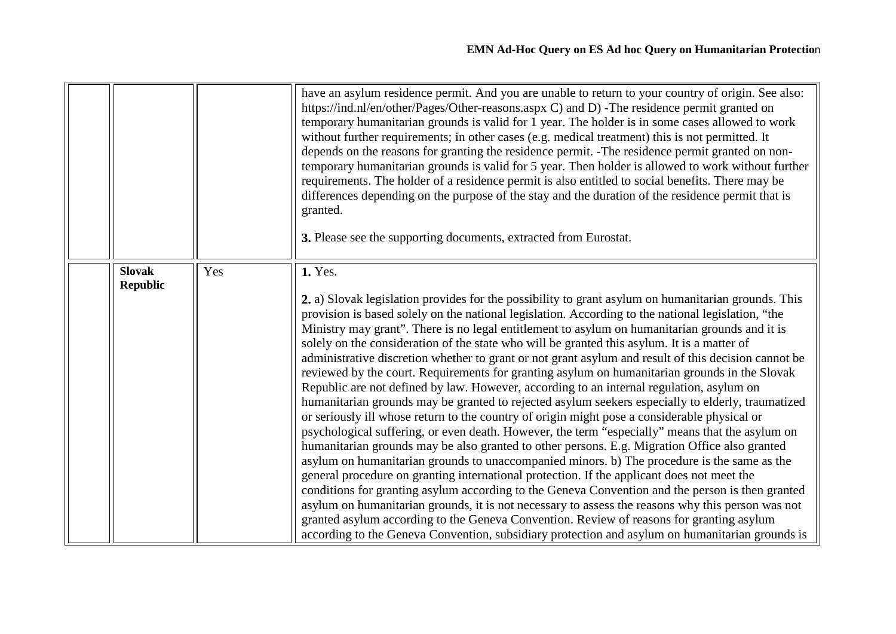| | | | |
|---|---|---|---|
| | | | have an asylum residence permit. And you are unable to return to your country of origin. See also: https://ind.nl/en/other/Pages/Other-reasons.aspx C) and D) -The residence permit granted on temporary humanitarian grounds is valid for 1 year. The holder is in some cases allowed to work without further requirements; in other cases (e.g. medical treatment) this is not permitted. It depends on the reasons for granting the residence permit. -The residence permit granted on non-temporary humanitarian grounds is valid for 5 year. Then holder is allowed to work without further requirements. The holder of a residence permit is also entitled to social benefits. There may be differences depending on the purpose of the stay and the duration of the residence permit that is granted.<br><br>**3.** Please see the supporting documents, extracted from Eurostat. |
| | **Slovak Republic** | Yes | **1.** Yes.<br><br>**2.** a) Slovak legislation provides for the possibility to grant asylum on humanitarian grounds. This provision is based solely on the national legislation. According to the national legislation, "the Ministry may grant". There is no legal entitlement to asylum on humanitarian grounds and it is solely on the consideration of the state who will be granted this asylum. It is a matter of administrative discretion whether to grant or not grant asylum and result of this decision cannot be reviewed by the court. Requirements for granting asylum on humanitarian grounds in the Slovak Republic are not defined by law. However, according to an internal regulation, asylum on humanitarian grounds may be granted to rejected asylum seekers especially to elderly, traumatized or seriously ill whose return to the country of origin might pose a considerable physical or psychological suffering, or even death. However, the term "especially" means that the asylum on humanitarian grounds may be also granted to other persons. E.g. Migration Office also granted asylum on humanitarian grounds to unaccompanied minors. b) The procedure is the same as the general procedure on granting international protection. If the applicant does not meet the conditions for granting asylum according to the Geneva Convention and the person is then granted asylum on humanitarian grounds, it is not necessary to assess the reasons why this person was not granted asylum according to the Geneva Convention. Review of reasons for granting asylum according to the Geneva Convention, subsidiary protection and asylum on humanitarian grounds is |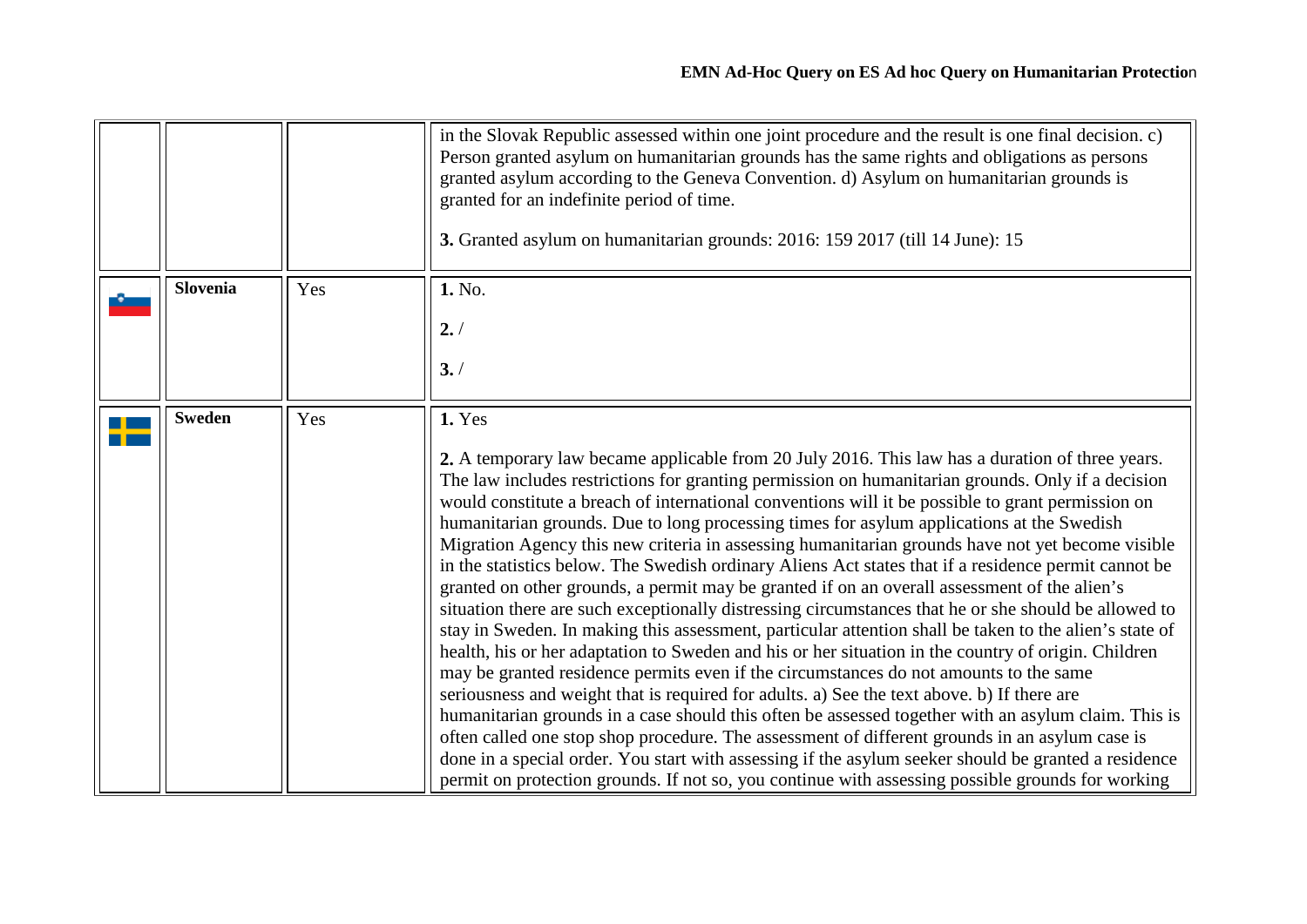| | | | |
|---|---|---|---|
| | | | in the Slovak Republic assessed within one joint procedure and the result is one final decision. c) Person granted asylum on humanitarian grounds has the same rights and obligations as persons granted asylum according to the Geneva Convention. d) Asylum on humanitarian grounds is granted for an indefinite period of time.<br><br>**3.** Granted asylum on humanitarian grounds: 2016: 159 2017 (till 14 June): 15 |
| | **Slovenia** | Yes | **1.** No.<br><br>**2.** /<br><br>**3.** / |
| | **Sweden** | Yes | **1.** Yes<br><br>**2.** A temporary law became applicable from 20 July 2016. This law has a duration of three years. The law includes restrictions for granting permission on humanitarian grounds. Only if a decision would constitute a breach of international conventions will it be possible to grant permission on humanitarian grounds. Due to long processing times for asylum applications at the Swedish Migration Agency this new criteria in assessing humanitarian grounds have not yet become visible in the statistics below. The Swedish ordinary Aliens Act states that if a residence permit cannot be granted on other grounds, a permit may be granted if on an overall assessment of the alien's situation there are such exceptionally distressing circumstances that he or she should be allowed to stay in Sweden. In making this assessment, particular attention shall be taken to the alien's state of health, his or her adaptation to Sweden and his or her situation in the country of origin. Children may be granted residence permits even if the circumstances do not amounts to the same seriousness and weight that is required for adults. a) See the text above. b) If there are humanitarian grounds in a case should this often be assessed together with an asylum claim. This is often called one stop shop procedure. The assessment of different grounds in an asylum case is done in a special order. You start with assessing if the asylum seeker should be granted a residence permit on protection grounds. If not so, you continue with assessing possible grounds for working |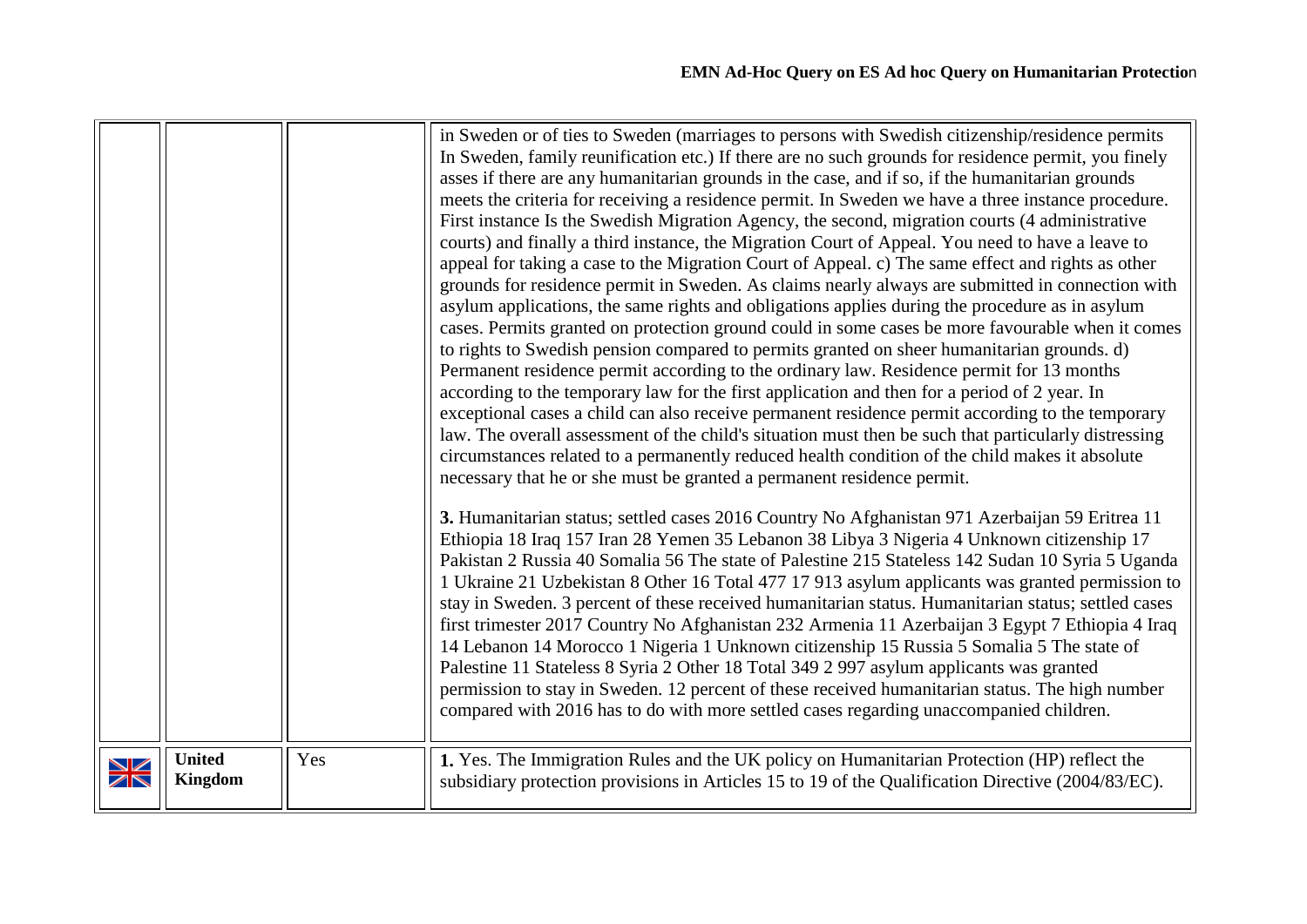| | | | |
|---|---|---|---|
| | | | in Sweden or of ties to Sweden (marriages to persons with Swedish citizenship/residence permits In Sweden, family reunification etc.) If there are no such grounds for residence permit, you finely asses if there are any humanitarian grounds in the case, and if so, if the humanitarian grounds meets the criteria for receiving a residence permit. In Sweden we have a three instance procedure. First instance Is the Swedish Migration Agency, the second, migration courts (4 administrative courts) and finally a third instance, the Migration Court of Appeal. You need to have a leave to appeal for taking a case to the Migration Court of Appeal. c) The same effect and rights as other grounds for residence permit in Sweden. As claims nearly always are submitted in connection with asylum applications, the same rights and obligations applies during the procedure as in asylum cases. Permits granted on protection ground could in some cases be more favourable when it comes to rights to Swedish pension compared to permits granted on sheer humanitarian grounds. d) Permanent residence permit according to the ordinary law. Residence permit for 13 months according to the temporary law for the first application and then for a period of 2 year. In exceptional cases a child can also receive permanent residence permit according to the temporary law. The overall assessment of the child's situation must then be such that particularly distressing circumstances related to a permanently reduced health condition of the child makes it absolute necessary that he or she must be granted a permanent residence permit.<br><br>**3.** Humanitarian status; settled cases 2016 Country No Afghanistan 971 Azerbaijan 59 Eritrea 11 Ethiopia 18 Iraq 157 Iran 28 Yemen 35 Lebanon 38 Libya 3 Nigeria 4 Unknown citizenship 17 Pakistan 2 Russia 40 Somalia 56 The state of Palestine 215 Stateless 142 Sudan 10 Syria 5 Uganda 1 Ukraine 21 Uzbekistan 8 Other 16 Total 477 17 913 asylum applicants was granted permission to stay in Sweden. 3 percent of these received humanitarian status. Humanitarian status; settled cases first trimester 2017 Country No Afghanistan 232 Armenia 11 Azerbaijan 3 Egypt 7 Ethiopia 4 Iraq 14 Lebanon 14 Morocco 1 Nigeria 1 Unknown citizenship 15 Russia 5 Somalia 5 The state of Palestine 11 Stateless 8 Syria 2 Other 18 Total 349 2 997 asylum applicants was granted permission to stay in Sweden. 12 percent of these received humanitarian status. The high number compared with 2016 has to do with more settled cases regarding unaccompanied children. |
| | **United Kingdom** | Yes | **1.** Yes. The Immigration Rules and the UK policy on Humanitarian Protection (HP) reflect the subsidiary protection provisions in Articles 15 to 19 of the Qualification Directive (2004/83/EC). |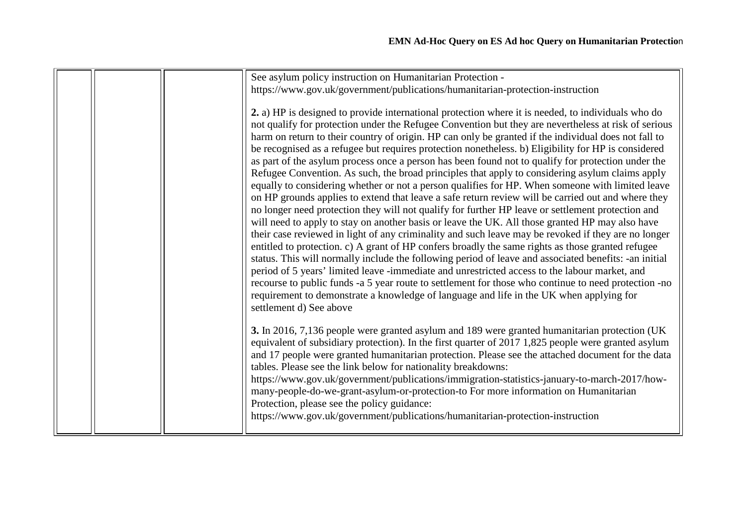| | | | |
|---|---|---|---|
| | | | See asylum policy instruction on Humanitarian Protection - https://www.gov.uk/government/publications/humanitarian-protection-instruction<br><br>**2.** a) HP is designed to provide international protection where it is needed, to individuals who do not qualify for protection under the Refugee Convention but they are nevertheless at risk of serious harm on return to their country of origin. HP can only be granted if the individual does not fall to be recognised as a refugee but requires protection nonetheless. b) Eligibility for HP is considered as part of the asylum process once a person has been found not to qualify for protection under the Refugee Convention. As such, the broad principles that apply to considering asylum claims apply equally to considering whether or not a person qualifies for HP. When someone with limited leave on HP grounds applies to extend that leave a safe return review will be carried out and where they no longer need protection they will not qualify for further HP leave or settlement protection and will need to apply to stay on another basis or leave the UK. All those granted HP may also have their case reviewed in light of any criminality and such leave may be revoked if they are no longer entitled to protection. c) A grant of HP confers broadly the same rights as those granted refugee status. This will normally include the following period of leave and associated benefits: -an initial period of 5 years' limited leave -immediate and unrestricted access to the labour market, and recourse to public funds -a 5 year route to settlement for those who continue to need protection -no requirement to demonstrate a knowledge of language and life in the UK when applying for settlement d) See above<br><br>**3.** In 2016, 7,136 people were granted asylum and 189 were granted humanitarian protection (UK equivalent of subsidiary protection). In the first quarter of 2017 1,825 people were granted asylum and 17 people were granted humanitarian protection. Please see the attached document for the data tables. Please see the link below for nationality breakdowns: https://www.gov.uk/government/publications/immigration-statistics-january-to-march-2017/how-many-people-do-we-grant-asylum-or-protection-to For more information on Humanitarian Protection, please see the policy guidance: https://www.gov.uk/government/publications/humanitarian-protection-instruction |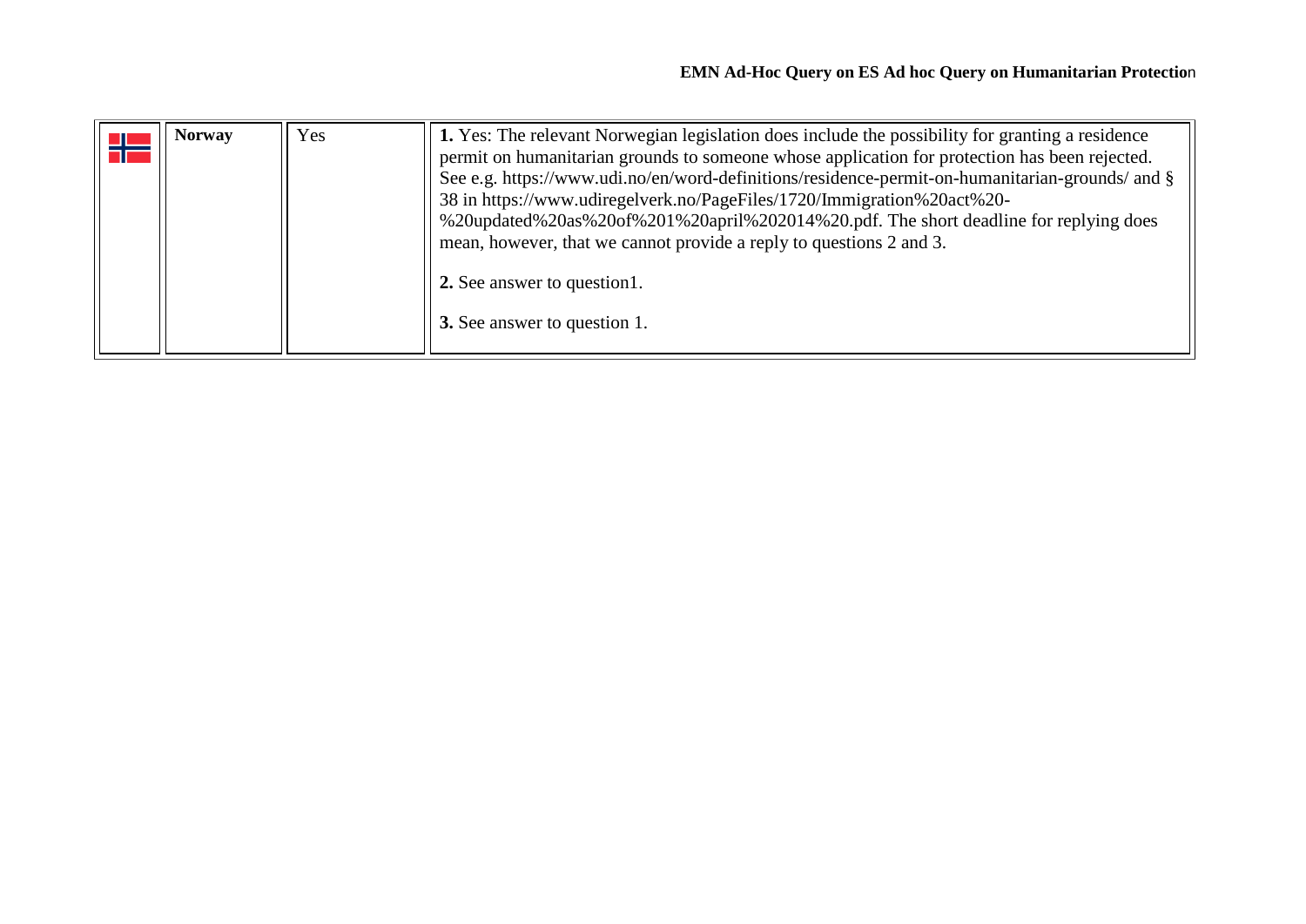| | | | |
|---|---|---|---|
| | **Norway** | Yes | **1.** Yes: The relevant Norwegian legislation does include the possibility for granting a residence permit on humanitarian grounds to someone whose application for protection has been rejected. See e.g. https://www.udi.no/en/word-definitions/residence-permit-on-humanitarian-grounds/ and § 38 in https://www.udiregelverk.no/PageFiles/1720/Immigration%20act%20-%20updated%20as%20of%201%20april%202014%20.pdf. The short deadline for replying does mean, however, that we cannot provide a reply to questions 2 and 3.<br><br>**2.** See answer to question1.<br><br>**3.** See answer to question 1. |